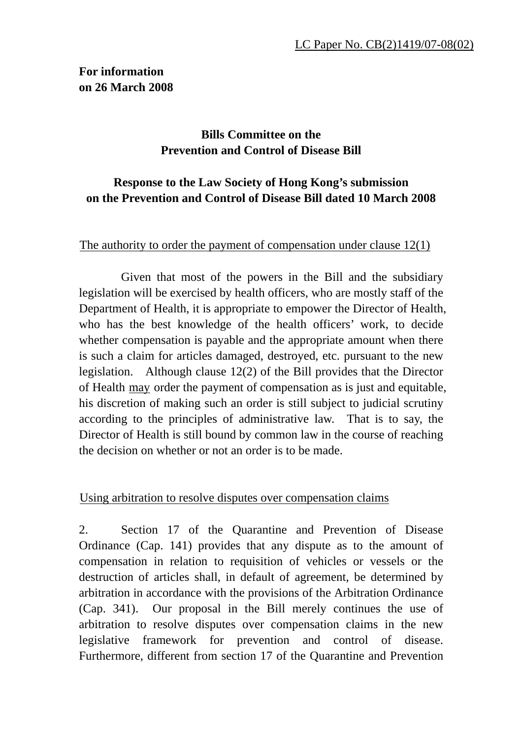LC Paper No. CB(2)1419/07-08(02)

**For information**
**on 26 March 2008**

**Bills Committee on the**
**Prevention and Control of Disease Bill**

**Response to the Law Society of Hong Kong's submission**
**on the Prevention and Control of Disease Bill dated 10 March 2008**

The authority to order the payment of compensation under clause 12(1)

Given that most of the powers in the Bill and the subsidiary legislation will be exercised by health officers, who are mostly staff of the Department of Health, it is appropriate to empower the Director of Health, who has the best knowledge of the health officers' work, to decide whether compensation is payable and the appropriate amount when there is such a claim for articles damaged, destroyed, etc. pursuant to the new legislation. Although clause 12(2) of the Bill provides that the Director of Health may order the payment of compensation as is just and equitable, his discretion of making such an order is still subject to judicial scrutiny according to the principles of administrative law. That is to say, the Director of Health is still bound by common law in the course of reaching the decision on whether or not an order is to be made.

Using arbitration to resolve disputes over compensation claims

2. Section 17 of the Quarantine and Prevention of Disease Ordinance (Cap. 141) provides that any dispute as to the amount of compensation in relation to requisition of vehicles or vessels or the destruction of articles shall, in default of agreement, be determined by arbitration in accordance with the provisions of the Arbitration Ordinance (Cap. 341). Our proposal in the Bill merely continues the use of arbitration to resolve disputes over compensation claims in the new legislative framework for prevention and control of disease. Furthermore, different from section 17 of the Quarantine and Prevention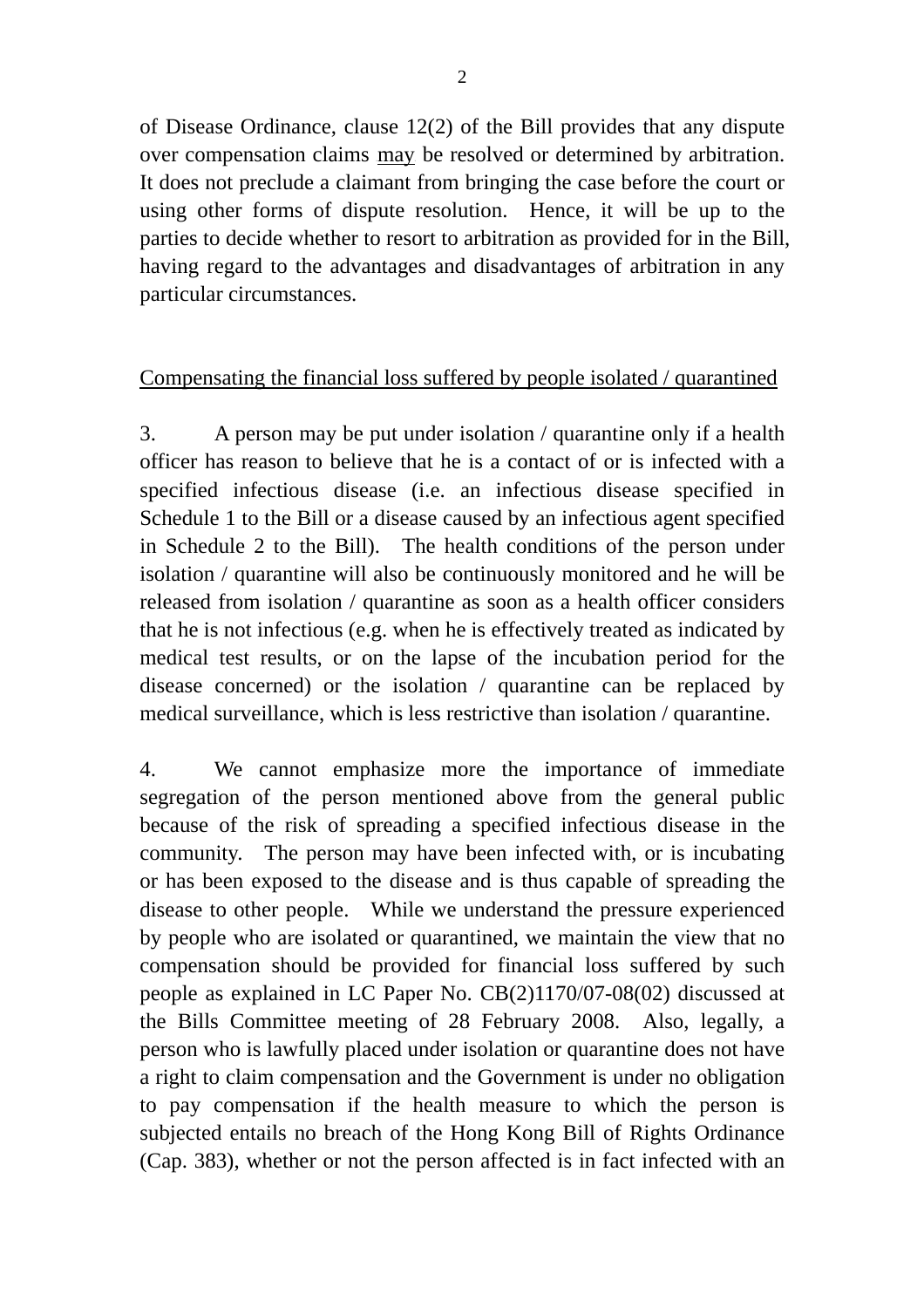of Disease Ordinance, clause 12(2) of the Bill provides that any dispute over compensation claims <u>may</u> be resolved or determined by arbitration. It does not preclude a claimant from bringing the case before the court or using other forms of dispute resolution. Hence, it will be up to the parties to decide whether to resort to arbitration as provided for in the Bill, having regard to the advantages and disadvantages of arbitration in any particular circumstances.

<u>Compensating the financial loss suffered by people isolated / quarantined</u>

3. A person may be put under isolation / quarantine only if a health officer has reason to believe that he is a contact of or is infected with a specified infectious disease (i.e. an infectious disease specified in Schedule 1 to the Bill or a disease caused by an infectious agent specified in Schedule 2 to the Bill). The health conditions of the person under isolation / quarantine will also be continuously monitored and he will be released from isolation / quarantine as soon as a health officer considers that he is not infectious (e.g. when he is effectively treated as indicated by medical test results, or on the lapse of the incubation period for the disease concerned) or the isolation / quarantine can be replaced by medical surveillance, which is less restrictive than isolation / quarantine.

4. We cannot emphasize more the importance of immediate segregation of the person mentioned above from the general public because of the risk of spreading a specified infectious disease in the community. The person may have been infected with, or is incubating or has been exposed to the disease and is thus capable of spreading the disease to other people. While we understand the pressure experienced by people who are isolated or quarantined, we maintain the view that no compensation should be provided for financial loss suffered by such people as explained in LC Paper No. CB(2)1170/07-08(02) discussed at the Bills Committee meeting of 28 February 2008. Also, legally, a person who is lawfully placed under isolation or quarantine does not have a right to claim compensation and the Government is under no obligation to pay compensation if the health measure to which the person is subjected entails no breach of the Hong Kong Bill of Rights Ordinance (Cap. 383), whether or not the person affected is in fact infected with an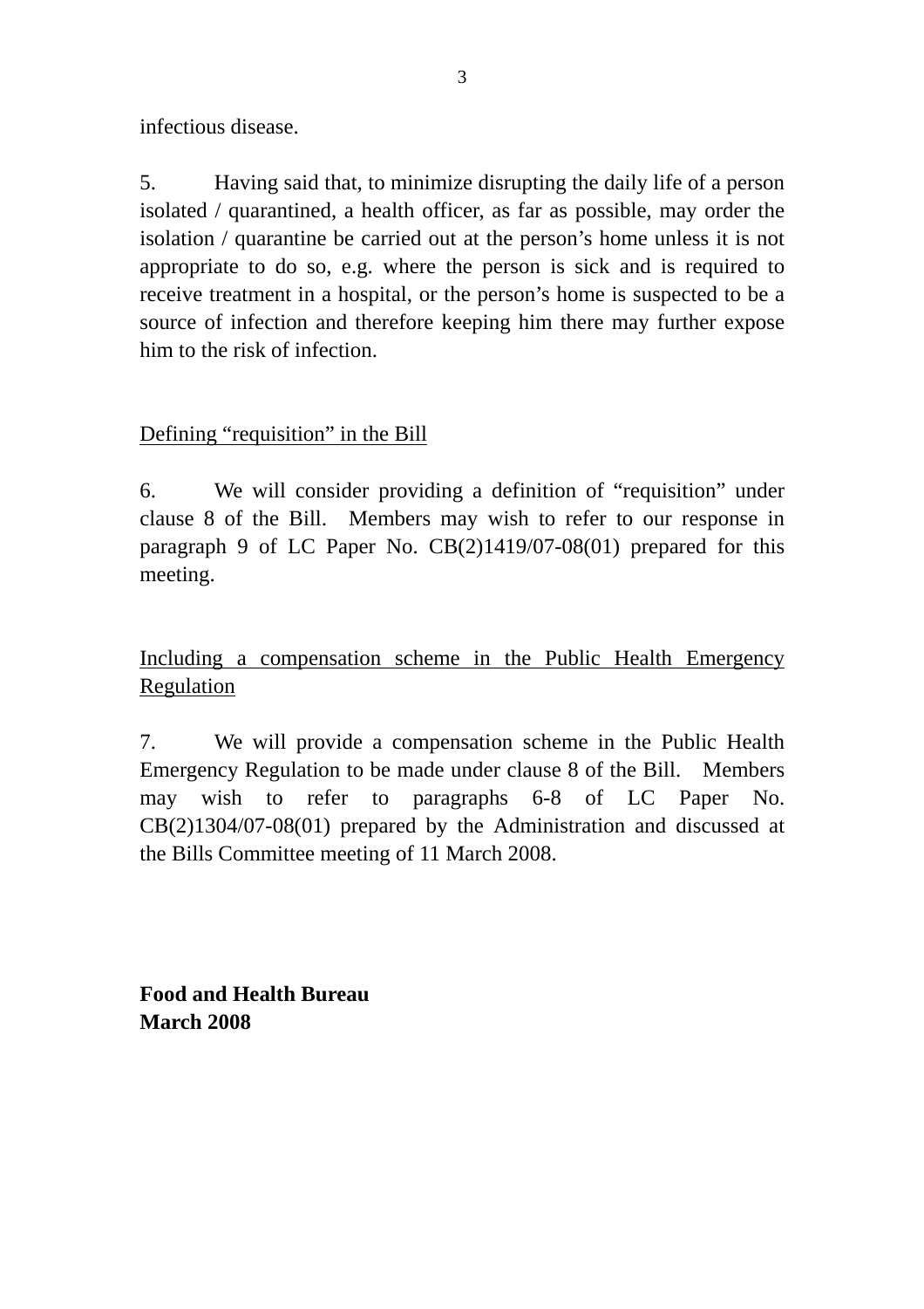infectious disease.

5. Having said that, to minimize disrupting the daily life of a person isolated / quarantined, a health officer, as far as possible, may order the isolation / quarantine be carried out at the person's home unless it is not appropriate to do so, e.g. where the person is sick and is required to receive treatment in a hospital, or the person's home is suspected to be a source of infection and therefore keeping him there may further expose him to the risk of infection.

<u>Defining "requisition" in the Bill</u>

6. We will consider providing a definition of "requisition" under clause 8 of the Bill. Members may wish to refer to our response in paragraph 9 of LC Paper No. CB(2)1419/07-08(01) prepared for this meeting.

<u>Including a compensation scheme in the Public Health Emergency Regulation</u>

7. We will provide a compensation scheme in the Public Health Emergency Regulation to be made under clause 8 of the Bill. Members may wish to refer to paragraphs 6-8 of LC Paper No. CB(2)1304/07-08(01) prepared by the Administration and discussed at the Bills Committee meeting of 11 March 2008.

**Food and Health Bureau**
**March 2008**